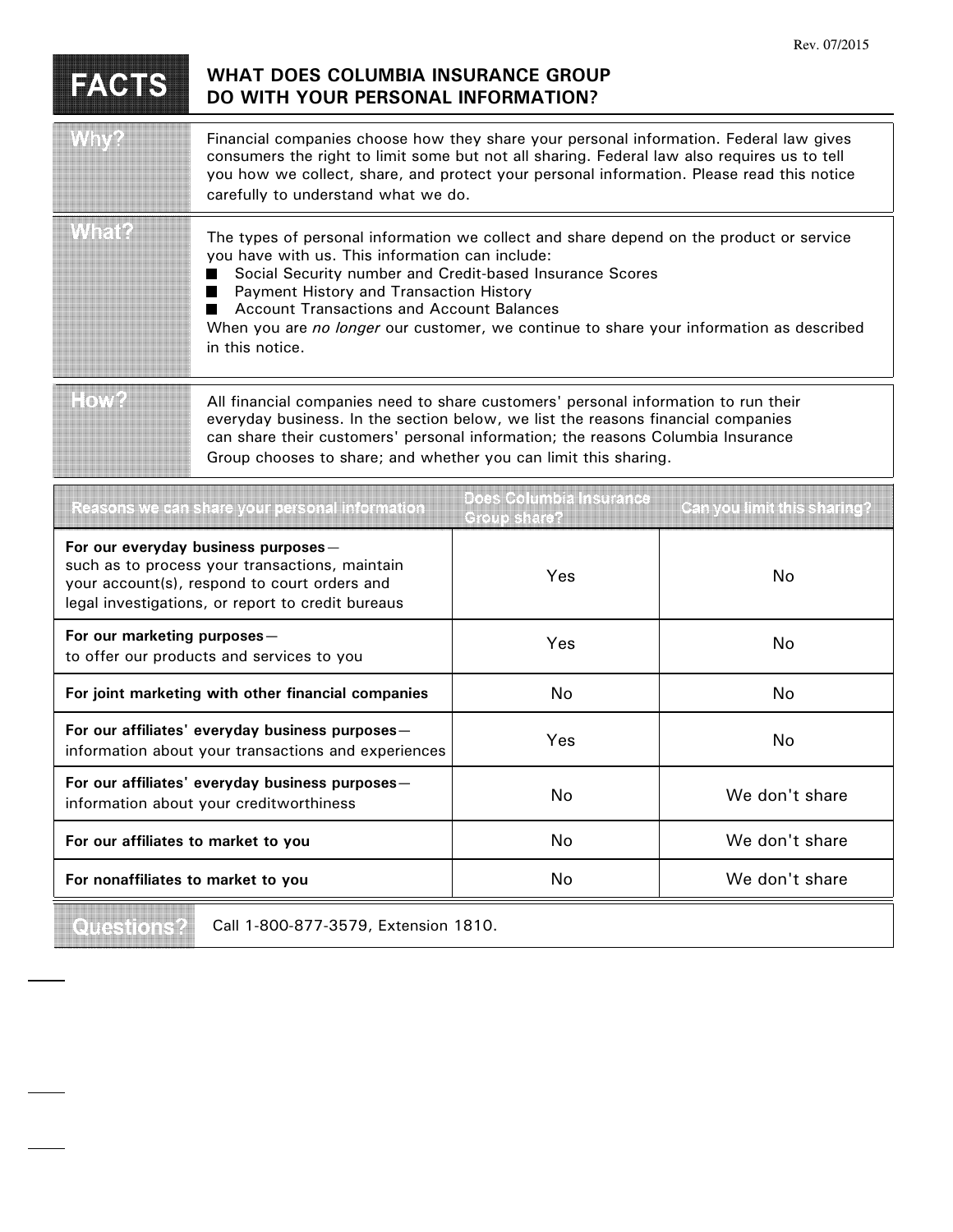Rev. 07/2015

# FACTS — WHAT DOES COLUMBIA INSURANCE GROUP DO WITH YOUR PERSONAL INFORMATION?

## Why?

Financial companies choose how they share your personal information. Federal law gives consumers the right to limit some but not all sharing. Federal law also requires us to tell you how we collect, share, and protect your personal information. Please read this notice carefully to understand what we do.

## What?

The types of personal information we collect and share depend on the product or service you have with us. This information can include:

- Social Security number and Credit-based Insurance Scores
- Payment History and Transaction History
- Account Transactions and Account Balances

When you are *no longer* our customer, we continue to share your information as described in this notice.

## How?

All financial companies need to share customers' personal information to run their everyday business. In the section below, we list the reasons financial companies can share their customers' personal information; the reasons Columbia Insurance Group chooses to share; and whether you can limit this sharing.

| Reasons we can share your personal information | Does Columbia Insurance Group share? | Can you limit this sharing? |
|---|---|---|
| **For our everyday business purposes**— such as to process your transactions, maintain your account(s), respond to court orders and legal investigations, or report to credit bureaus | Yes | No |
| **For our marketing purposes**— to offer our products and services to you | Yes | No |
| **For joint marketing with other financial companies** | No | No |
| **For our affiliates' everyday business purposes**— information about your transactions and experiences | Yes | No |
| **For our affiliates' everyday business purposes**— information about your creditworthiness | No | We don't share |
| **For our affiliates to market to you** | No | We don't share |
| **For nonaffiliates to market to you** | No | We don't share |

## Questions?

Call 1-800-877-3579, Extension 1810.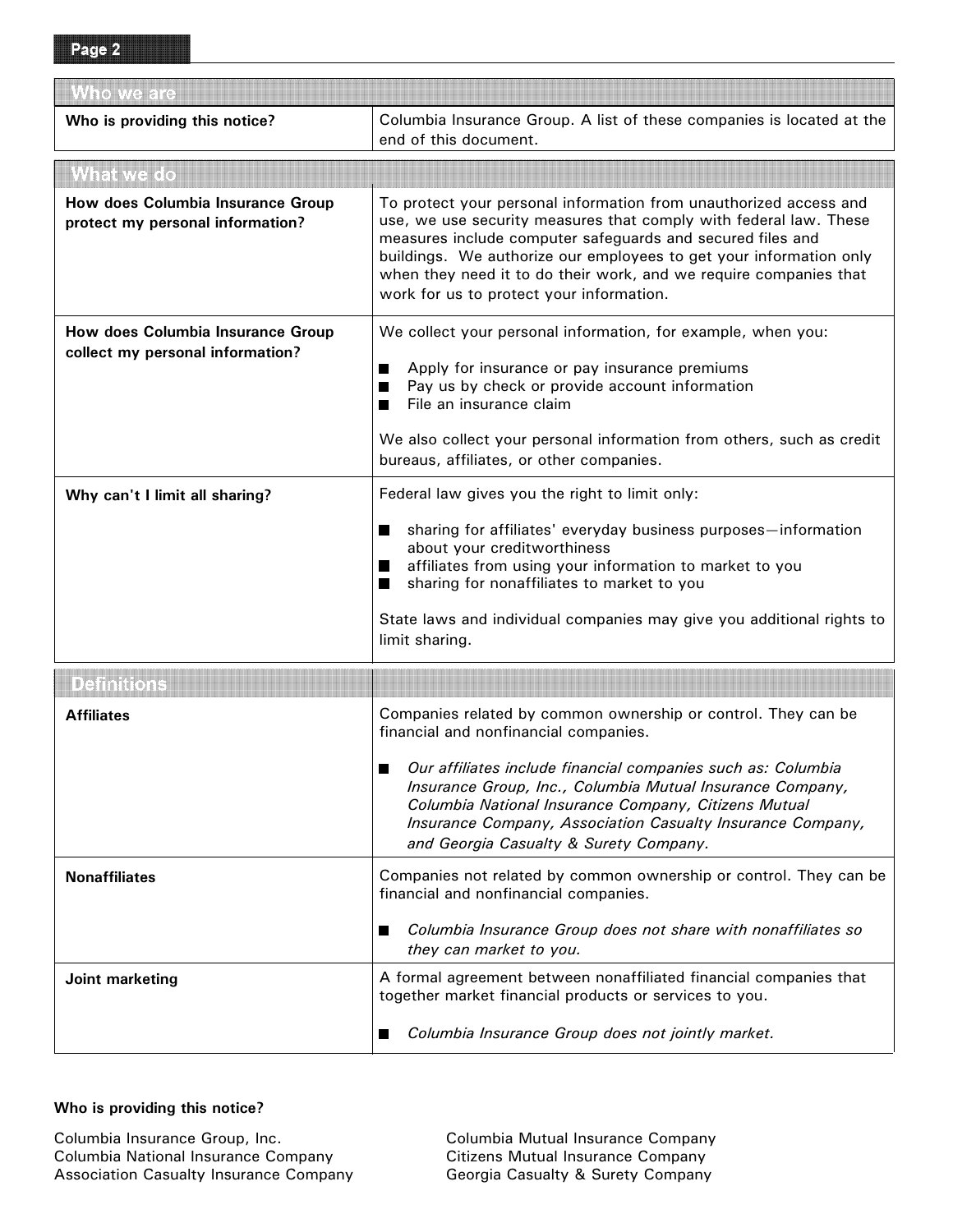| Who we are | |
|---|---|
| **Who is providing this notice?** | Columbia Insurance Group. A list of these companies is located at the end of this document. |

| What we do | |
|---|---|
| **How does Columbia Insurance Group protect my personal information?** | To protect your personal information from unauthorized access and use, we use security measures that comply with federal law. These measures include computer safeguards and secured files and buildings. We authorize our employees to get your information only when they need it to do their work, and we require companies that work for us to protect your information. |
| **How does Columbia Insurance Group collect my personal information?** | We collect your personal information, for example, when you:<br><br>■ Apply for insurance or pay insurance premiums<br>■ Pay us by check or provide account information<br>■ File an insurance claim<br><br>We also collect your personal information from others, such as credit bureaus, affiliates, or other companies. |
| **Why can't I limit all sharing?** | Federal law gives you the right to limit only:<br><br>■ sharing for affiliates' everyday business purposes—information about your creditworthiness<br>■ affiliates from using your information to market to you<br>■ sharing for nonaffiliates to market to you<br><br>State laws and individual companies may give you additional rights to limit sharing. |

| Definitions | |
|---|---|
| **Affiliates** | Companies related by common ownership or control. They can be financial and nonfinancial companies.<br><br>■ *Our affiliates include financial companies such as: Columbia Insurance Group, Inc., Columbia Mutual Insurance Company, Columbia National Insurance Company, Citizens Mutual Insurance Company, Association Casualty Insurance Company, and Georgia Casualty & Surety Company.* |
| **Nonaffiliates** | Companies not related by common ownership or control. They can be financial and nonfinancial companies.<br><br>■ *Columbia Insurance Group does not share with nonaffiliates so they can market to you.* |
| **Joint marketing** | A formal agreement between nonaffiliated financial companies that together market financial products or services to you.<br><br>■ *Columbia Insurance Group does not jointly market.* |

**Who is providing this notice?**

Columbia Insurance Group, Inc.
Columbia National Insurance Company
Association Casualty Insurance Company
Columbia Mutual Insurance Company
Citizens Mutual Insurance Company
Georgia Casualty & Surety Company